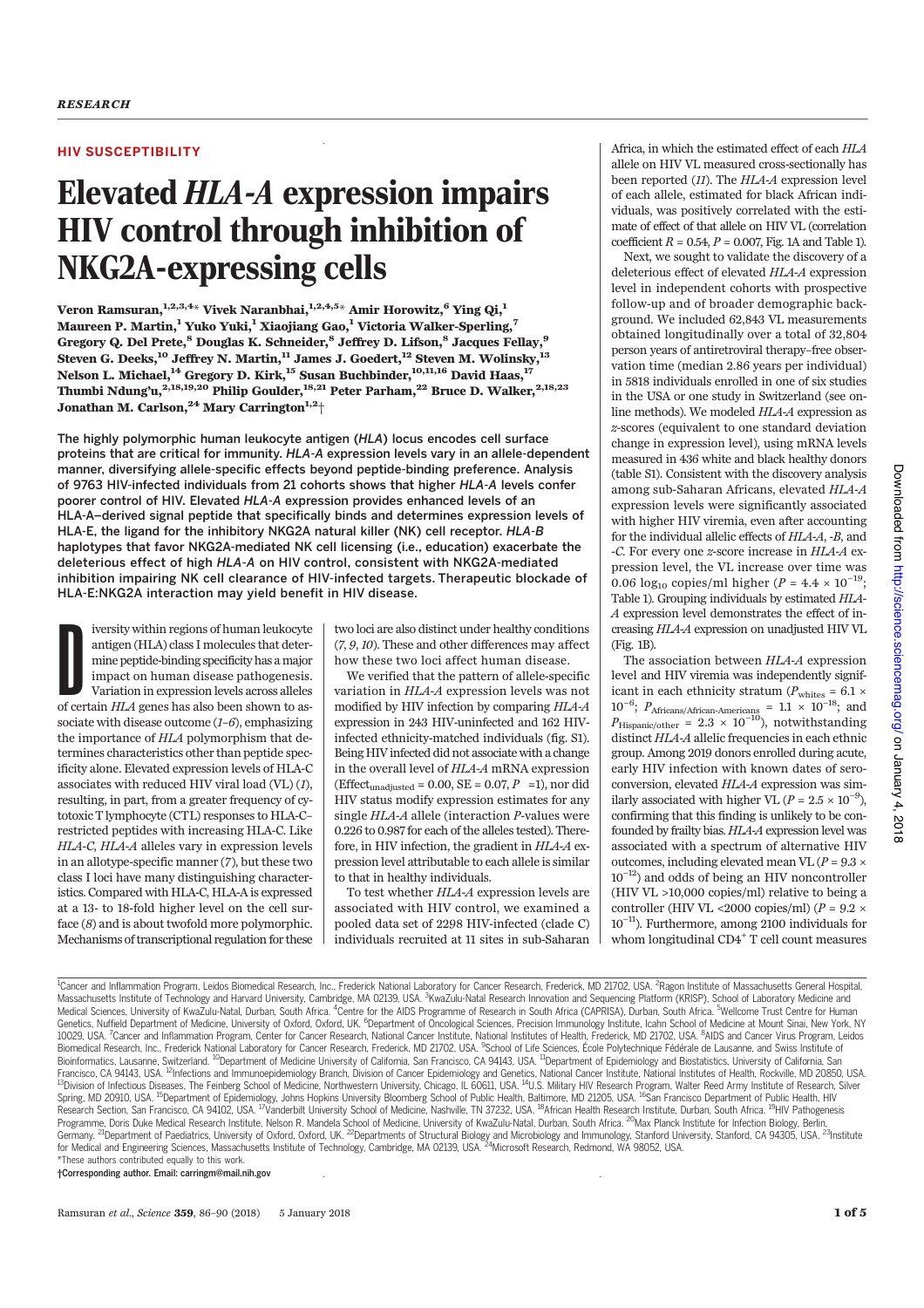RESEARCH

## HIV SUSCEPTIBILITY

# Elevated *HLA-A* expression impairs HIV control through inhibition of NKG2A-expressing cells

**Veron Ramsuran,[1,2,3,4]* Vivek Naranbhai,[1,2,4,5]* Amir Horowitz,[6] Ying Qi,[1] Maureen P. Martin,[1] Yuko Yuki,[1] Xiaojiang Gao,[1] Victoria Walker-Sperling,[7] Gregory Q. Del Prete,[8] Douglas K. Schneider,[8] Jeffrey D. Lifson,[8] Jacques Fellay,[9] Steven G. Deeks,[10] Jeffrey N. Martin,[11] James J. Goedert,[12] Steven M. Wolinsky,[13] Nelson L. Michael,[14] Gregory D. Kirk,[15] Susan Buchbinder,[10,11,16] David Haas,[17] Thumbi Ndung'u,[2,18,19,20] Philip Goulder,[18,21] Peter Parham,[22] Bruce D. Walker,[2,18,23] Jonathan M. Carlson,[24] Mary Carrington[1,2]†**

**The highly polymorphic human leukocyte antigen (*HLA*) locus encodes cell surface proteins that are critical for immunity. *HLA-A* expression levels vary in an allele-dependent manner, diversifying allele-specific effects beyond peptide-binding preference. Analysis of 9763 HIV-infected individuals from 21 cohorts shows that higher *HLA-A* levels confer poorer control of HIV. Elevated *HLA-A* expression provides enhanced levels of an HLA-A–derived signal peptide that specifically binds and determines expression levels of HLA-E, the ligand for the inhibitory NKG2A natural killer (NK) cell receptor. *HLA-B* haplotypes that favor NKG2A-mediated NK cell licensing (i.e., education) exacerbate the deleterious effect of high *HLA-A* on HIV control, consistent with NKG2A-mediated inhibition impairing NK cell clearance of HIV-infected targets. Therapeutic blockade of HLA-E:NKG2A interaction may yield benefit in HIV disease.**

Diversity within regions of human leukocyte antigen (HLA) class I molecules that determine peptide-binding specificity has a major impact on human disease pathogenesis. Variation in expression levels across alleles of certain *HLA* genes has also been shown to associate with disease outcome (*1*–*6*), emphasizing the importance of *HLA* polymorphism that determines characteristics other than peptide specificity alone. Elevated expression levels of HLA-C associates with reduced HIV viral load (VL) (*1*), resulting, in part, from a greater frequency of cytotoxic T lymphocyte (CTL) responses to HLA-C–restricted peptides with increasing HLA-C. Like *HLA-C*, *HLA-A* alleles vary in expression levels in an allotype-specific manner (*7*), but these two class I loci have many distinguishing characteristics. Compared with HLA-C, HLA-A is expressed at a 13- to 18-fold higher level on the cell surface (*8*) and is about twofold more polymorphic. Mechanisms of transcriptional regulation for these two loci are also distinct under healthy conditions (*7*, *9*, *10*). These and other differences may affect how these two loci affect human disease.

We verified that the pattern of allele-specific variation in *HLA-A* expression levels was not modified by HIV infection by comparing *HLA-A* expression in 243 HIV-uninfected and 162 HIV-infected ethnicity-matched individuals (fig. S1). Being HIV infected did not associate with a change in the overall level of *HLA-A* mRNA expression ($\text{Effect}_{\text{unadjusted}} = 0.00$, SE = 0.07, $P = 1$), nor did HIV status modify expression estimates for any single *HLA-A* allele (interaction *P*-values were 0.226 to 0.987 for each of the alleles tested). Therefore, in HIV infection, the gradient in *HLA-A* expression level attributable to each allele is similar to that in healthy individuals.

To test whether *HLA-A* expression levels are associated with HIV control, we examined a pooled data set of 2298 HIV-infected (clade C) individuals recruited at 11 sites in sub-Saharan Africa, in which the estimated effect of each *HLA* allele on HIV VL measured cross-sectionally has been reported (*11*). The *HLA-A* expression level of each allele, estimated for black African individuals, was positively correlated with the estimate of effect of that allele on HIV VL (correlation coefficient $R = 0.54$, $P = 0.007$, Fig. 1A and Table 1).

Next, we sought to validate the discovery of a deleterious effect of elevated *HLA-A* expression level in independent cohorts with prospective follow-up and of broader demographic background. We included 62,843 VL measurements obtained longitudinally over a total of 32,804 person years of antiretroviral therapy–free observation time (median 2.86 years per individual) in 5818 individuals enrolled in one of six studies in the USA or one study in Switzerland (see online methods). We modeled *HLA-A* expression as *z*-scores (equivalent to one standard deviation change in expression level), using mRNA levels measured in 436 white and black healthy donors (table S1). Consistent with the discovery analysis among sub-Saharan Africans, elevated *HLA-A* expression levels were significantly associated with higher HIV viremia, even after accounting for the individual allelic effects of *HLA-A*, *-B*, and *-C*. For every one *z*-score increase in *HLA-A* expression level, the VL increase over time was 0.06 $\log_{10}$ copies/ml higher ($P = 4.4 \times 10^{-19}$; Table 1). Grouping individuals by estimated *HLA-A* expression level demonstrates the effect of increasing *HLA-A* expression on unadjusted HIV VL (Fig. 1B).

The association between *HLA-A* expression level and HIV viremia was independently significant in each ethnicity stratum ($P_{\text{whites}} = 6.1 \times 10^{-6}$; $P_{\text{Africans/African-Americans}} = 1.1 \times 10^{-18}$; and $P_{\text{Hispanic/other}} = 2.3 \times 10^{-10}$), notwithstanding distinct *HLA-A* allelic frequencies in each ethnic group. Among 2019 donors enrolled during acute, early HIV infection with known dates of seroconversion, elevated *HLA-A* expression was similarly associated with higher VL ($P = 2.5 \times 10^{-9}$), confirming that this finding is unlikely to be confounded by frailty bias. *HLA-A* expression level was associated with a spectrum of alternative HIV outcomes, including elevated mean VL ($P = 9.3 \times 10^{-12}$) and odds of being an HIV noncontroller (HIV VL >10,000 copies/ml) relative to being a controller (HIV VL <2000 copies/ml) ($P = 9.2 \times 10^{-11}$). Furthermore, among 2100 individuals for whom longitudinal CD4[+] T cell count measures

[1]Cancer and Inflammation Program, Leidos Biomedical Research, Inc., Frederick National Laboratory for Cancer Research, Frederick, MD 21702, USA. [2]Ragon Institute of Massachusetts General Hospital, Massachusetts Institute of Technology and Harvard University, Cambridge, MA 02139, USA. [3]KwaZulu-Natal Research Innovation and Sequencing Platform (KRISP), School of Laboratory Medicine and Medical Sciences, University of KwaZulu-Natal, Durban, South Africa. [4]Centre for the AIDS Programme of Research in South Africa (CAPRISA), Durban, South Africa. [5]Wellcome Trust Centre for Human Genetics, Nuffield Department of Medicine, University of Oxford, Oxford, UK. [6]Department of Oncological Sciences, Precision Immunology Institute, Icahn School of Medicine at Mount Sinai, New York, NY 10029, USA. [7]Cancer and Inflammation Program, Center for Cancer Research, National Cancer Institute, National Institutes of Health, Frederick, MD 21702, USA. [8]AIDS and Cancer Virus Program, Leidos Biomedical Research, Inc., Frederick National Laboratory for Cancer Research, Frederick, MD 21702, USA. [9]School of Life Sciences, École Polytechnique Fédérale de Lausanne, and Swiss Institute of Bioinformatics, Lausanne, Switzerland. [10]Department of Medicine University of California, San Francisco, CA 94143, USA. [11]Department of Epidemiology and Biostatistics, University of California, San Francisco, CA 94143, USA. [12]Infections and Immunoepidemiology Branch, Division of Cancer Epidemiology and Genetics, National Cancer Institute, National Institutes of Health, Rockville, MD 20850, USA. [13]Division of Infectious Diseases, The Feinberg School of Medicine, Northwestern University, Chicago, IL 60611, USA. [14]U.S. Military HIV Research Program, Walter Reed Army Institute of Research, Silver Spring, MD 20910, USA. [15]Department of Epidemiology, Johns Hopkins University Bloomberg School of Public Health, Baltimore, MD 21205, USA. [16]San Francisco Department of Public Health, HIV Research Section, San Francisco, CA 94102, USA. [17]Vanderbilt University School of Medicine, Nashville, TN 37232, USA. [18]African Health Research Institute, Durban, South Africa. [19]HIV Pathogenesis Programme, Doris Duke Medical Research Institute, Nelson R. Mandela School of Medicine, University of KwaZulu-Natal, Durban, South Africa. [20]Max Planck Institute for Infection Biology, Berlin, Germany. [21]Department of Paediatrics, University of Oxford, Oxford, UK. [22]Departments of Structural Biology and Microbiology and Immunology, Stanford University, Stanford, CA 94305, USA. [23]Institute for Medical and Engineering Sciences, Massachusetts Institute of Technology, Cambridge, MA 02139, USA. [24]Microsoft Research, Redmond, WA 98052, USA.
*These authors contributed equally to this work.
†Corresponding author. Email: carringm@mail.nih.gov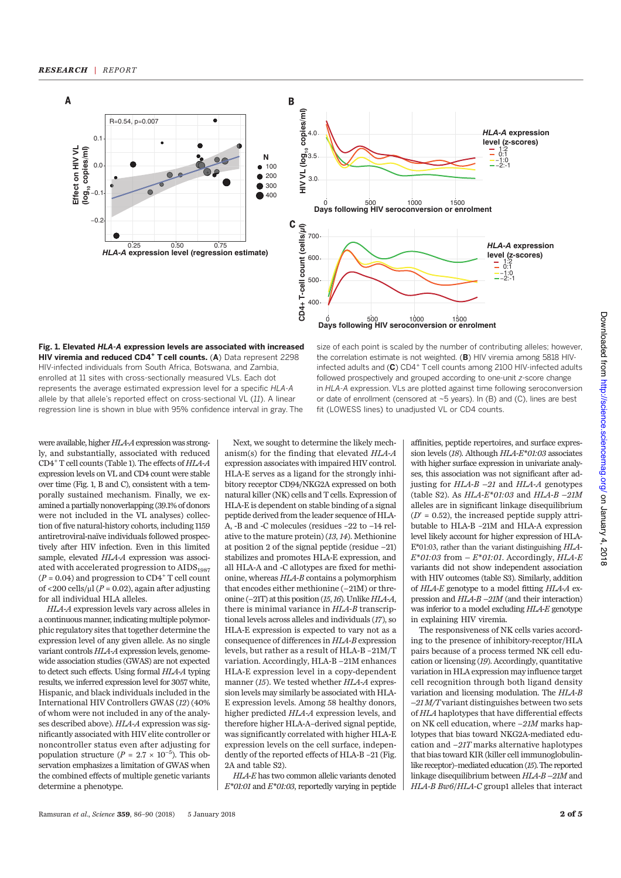**Fig. 1. Elevated *HLA-A* expression levels are associated with increased HIV viremia and reduced CD4+ T cell counts.** (**A**) Data represent 2298 HIV-infected individuals from South Africa, Botswana, and Zambia, enrolled at 11 sites with cross-sectionally measured VLs. Each dot represents the average estimated expression level for a specific *HLA-A* allele by that allele's reported effect on cross-sectional VL (*11*). A linear regression line is shown in blue with 95% confidence interval in gray. The size of each point is scaled by the number of contributing alleles; however, the correlation estimate is not weighted. (**B**) HIV viremia among 5818 HIV-infected adults and (**C**) CD4+ T cell counts among 2100 HIV-infected adults followed prospectively and grouped according to one-unit *z*-score change in *HLA-A* expression. VLs are plotted against time following seroconversion or date of enrollment (censored at ~5 years). In (B) and (C), lines are best fit (LOWESS lines) to unadjusted VL or CD4 counts.

were available, higher *HLA-A* expression was strongly, and substantially, associated with reduced CD4+ T cell counts (Table 1). The effects of *HLA-A* expression levels on VL and CD4 count were stable over time (Fig. 1, B and C), consistent with a temporally sustained mechanism. Finally, we examined a partially nonoverlapping (39.1% of donors were not included in the VL analyses) collection of five natural-history cohorts, including 1159 antiretroviral-naïve individuals followed prospectively after HIV infection. Even in this limited sample, elevated *HLA-A* expression was associated with accelerated progression to $AIDS_{1987}$ ($P$ = 0.04) and progression to CD4+ T cell count of <200 cells/μl ($P$ = 0.02), again after adjusting for all individual HLA alleles.

*HLA-A* expression levels vary across alleles in a continuous manner, indicating multiple polymorphic regulatory sites that together determine the expression level of any given allele. As no single variant controls *HLA-A* expression levels, genome-wide association studies (GWAS) are not expected to detect such effects. Using formal *HLA-A* typing results, we inferred expression level for 3057 white, Hispanic, and black individuals included in the International HIV Controllers GWAS (*12*) (40% of whom were not included in any of the analyses described above). *HLA-A* expression was significantly associated with HIV elite controller or noncontroller status even after adjusting for population structure ($P = 2.7 \times 10^{-5}$). This observation emphasizes a limitation of GWAS when the combined effects of multiple genetic variants determine a phenotype.

Next, we sought to determine the likely mechanism(s) for the finding that elevated *HLA-A* expression associates with impaired HIV control. HLA-E serves as a ligand for the strongly inhibitory receptor CD94/NKG2A expressed on both natural killer (NK) cells and T cells. Expression of HLA-E is dependent on stable binding of a signal peptide derived from the leader sequence of HLA-A, -B and -C molecules (residues –22 to –14 relative to the mature protein) (*13*, *14*). Methionine at position 2 of the signal peptide (residue –21) stabilizes and promotes HLA-E expression, and all HLA-A and -C allotypes are fixed for methionine, whereas *HLA-B* contains a polymorphism that encodes either methionine (–21M) or threonine (–21T) at this position (*15*, *16*). Unlike *HLA-A*, there is minimal variance in *HLA-B* transcriptional levels across alleles and individuals (*17*), so HLA-E expression is expected to vary not as a consequence of differences in *HLA-B* expression levels, but rather as a result of HLA-B –21M/T variation. Accordingly, HLA-B –21M enhances HLA-E expression level in a copy-dependent manner (*15*). We tested whether *HLA-A* expression levels may similarly be associated with HLA-E expression levels. Among 58 healthy donors, higher predicted *HLA-A* expression levels, and therefore higher HLA-A–derived signal peptide, was significantly correlated with higher HLA-E expression levels on the cell surface, independently of the reported effects of HLA-B –21 (Fig. 2A and table S2).

*HLA-E* has two common allelic variants denoted *E\*01:01* and *E\*01:03*, reportedly varying in peptide affinities, peptide repertoires, and surface expression levels (*18*). Although *HLA-E\*01:03* associates with higher surface expression in univariate analyses, this association was not significant after adjusting for *HLA-B –21* and *HLA-A* genotypes (table S2). As *HLA-E\*01:03* and *HLA-B –21M* alleles are in significant linkage disequilibrium ($D'$ = 0.52), the increased peptide supply attributable to HLA-B -21M and HLA-A expression level likely account for higher expression of HLA-E\*01:03, rather than the variant distinguishing *HLA-E\*01:03* from – *E\*01:01*. Accordingly, *HLA-E* variants did not show independent association with HIV outcomes (table S3). Similarly, addition of *HLA-E* genotype to a model fitting *HLA-A* expression and *HLA-B –21M* (and their interaction) was inferior to a model excluding *HLA-E* genotype in explaining HIV viremia.

The responsiveness of NK cells varies according to the presence of inhibitory-receptor/HLA pairs because of a process termed NK cell education or licensing (*19*). Accordingly, quantitative variation in HLA expression may influence target cell recognition through both ligand density variation and licensing modulation. The *HLA-B –21 M/T* variant distinguishes between two sets of *HLA* haplotypes that have differential effects on NK cell education, where *–21M* marks haplotypes that bias toward NKG2A-mediated education and *–21T* marks alternative haplotypes that bias toward KIR (killer cell immunoglobulin-like receptor)–mediated education (*15*). The reported linkage disequilibrium between *HLA-B –21M* and *HLA-B Bw6*/*HLA-C* group1 alleles that interact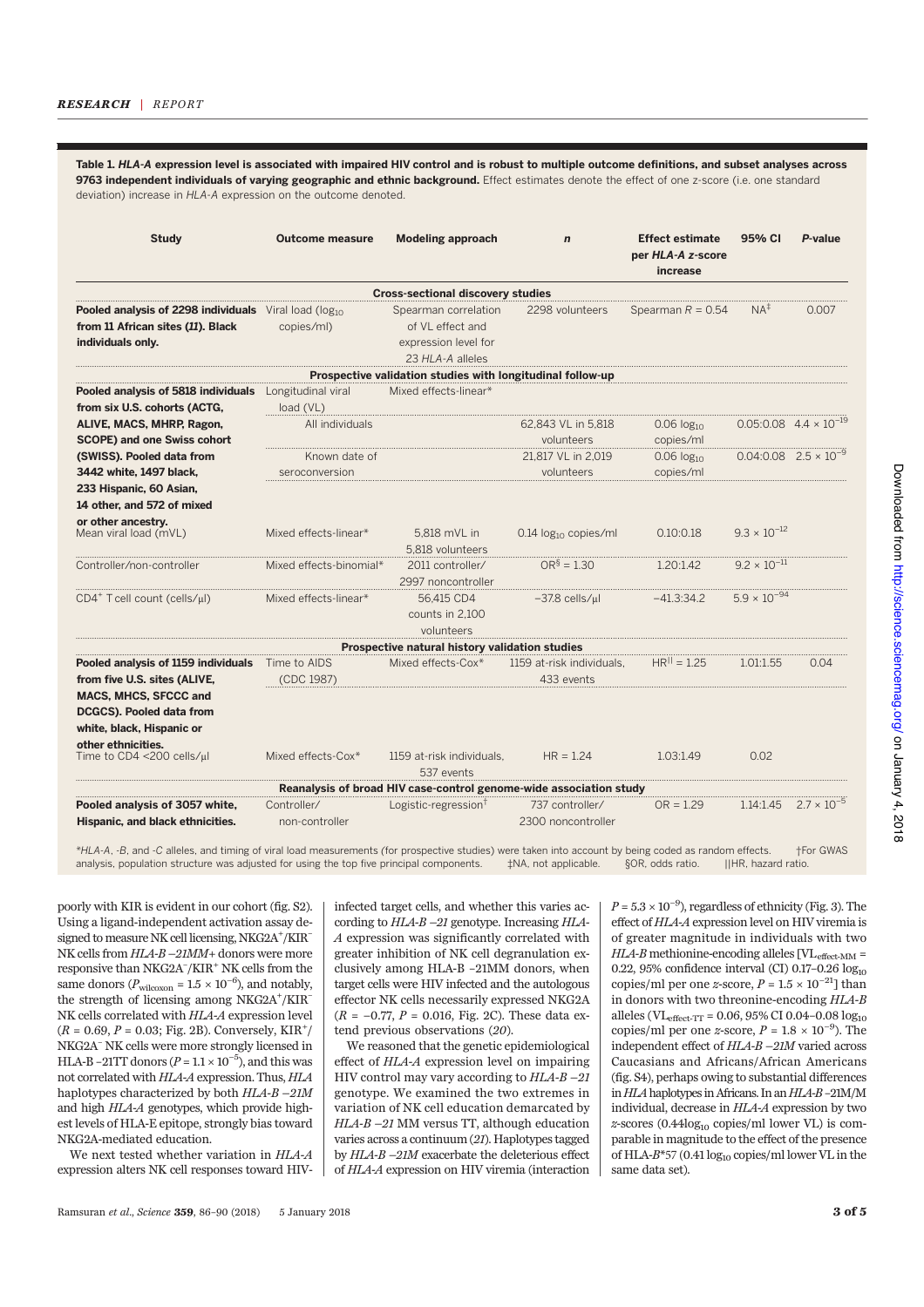**Table 1. *HLA-A* expression level is associated with impaired HIV control and is robust to multiple outcome definitions, and subset analyses across 9763 independent individuals of varying geographic and ethnic background.** Effect estimates denote the effect of one z-score (i.e. one standard deviation) increase in *HLA-A* expression on the outcome denoted.

| Study | Outcome measure | Modeling approach | n | Effect estimate per *HLA-A* z-score increase | 95% CI | P-value |
|---|---|---|---|---|---|---|
| **Cross-sectional discovery studies** | | | | | | |
| **Pooled analysis of 2298 individuals from 11 African sites (*11*). Black individuals only.** | Viral load ($\log_{10}$ copies/ml) | Spearman correlation of VL effect and expression level for 23 *HLA-A* alleles | 2298 volunteers | Spearman $R = 0.54$ | NA‡ | 0.007 |
| **Prospective validation studies with longitudinal follow-up** | | | | | | |
| **Pooled analysis of 5818 individuals from six U.S. cohorts (ACTG, ALIVE, MACS, MHRP, Ragon, SCOPE) and one Swiss cohort (SWISS). Pooled data from 3442 white, 1497 black, 233 Hispanic, 60 Asian, 14 other, and 572 of mixed or other ancestry.** | Longitudinal viral load (VL) | Mixed effects-linear* | | | | |
| | All individuals | | 62,843 VL in 5,818 volunteers | 0.06 $\log_{10}$ copies/ml | 0.05:0.08 | $4.4 \times 10^{-19}$ |
| | Known date of seroconversion | | 21,817 VL in 2,019 volunteers | 0.06 $\log_{10}$ copies/ml | 0.04:0.08 | $2.5 \times 10^{-9}$ |
| | Mean viral load (mVL) | Mixed effects-linear* | 5,818 mVL in 5,818 volunteers | 0.14 $\log_{10}$ copies/ml | 0.10:0.18 | $9.3 \times 10^{-12}$ |
| | Controller/non-controller | Mixed effects-binomial* | 2011 controller/ 2997 noncontroller | OR§ = 1.30 | 1.20:1.42 | $9.2 \times 10^{-11}$ |
| | $CD4^+$ T cell count (cells/µl) | Mixed effects-linear* | 56,415 CD4 counts in 2,100 volunteers | −37.8 cells/µl | −41.3:34.2 | $5.9 \times 10^{-94}$ |
| **Prospective natural history validation studies** | | | | | | |
| **Pooled analysis of 1159 individuals from five U.S. sites (ALIVE, MACS, MHCS, SFCCC and DCGCS). Pooled data from white, black, Hispanic or other ethnicities.** | Time to AIDS (CDC 1987) | Mixed effects-Cox* | 1159 at-risk individuals, 433 events | HR‖ = 1.25 | 1.01:1.55 | 0.04 |
| | Time to CD4 <200 cells/µl | Mixed effects-Cox* | 1159 at-risk individuals, 537 events | HR = 1.24 | 1.03:1.49 | 0.02 |
| **Reanalysis of broad HIV case-control genome-wide association study** | | | | | | |
| **Pooled analysis of 3057 white, Hispanic, and black ethnicities.** | Controller/ non-controller | Logistic-regression† | 737 controller/ 2300 noncontroller | OR = 1.29 | 1.14:1.45 | $2.7 \times 10^{-5}$ |

\**HLA-A*, *-B*, and *-C* alleles, and timing of viral load measurements (for prospective studies) were taken into account by being coded as random effects. †For GWAS analysis, population structure was adjusted for using the top five principal components. ‡NA, not applicable. §OR, odds ratio. ‖HR, hazard ratio.

poorly with KIR is evident in our cohort (fig. S2). Using a ligand-independent activation assay designed to measure NK cell licensing, $NKG2A^+/KIR^-$ NK cells from *HLA-B −21MM+* donors were more responsive than $NKG2A^-/KIR^+$ NK cells from the same donors ($P_{wilcoxon} = 1.5 \times 10^{-6}$), and notably, the strength of licensing among $NKG2A^+/KIR^-$ NK cells correlated with *HLA-A* expression level ($R = 0.69$, $P = 0.03$; Fig. 2B). Conversely, $KIR^+/NKG2A^-$ NK cells were more strongly licensed in HLA-B −21TT donors ($P = 1.1 \times 10^{-5}$), and this was not correlated with *HLA-A* expression. Thus, *HLA* haplotypes characterized by both *HLA-B −21M* and high *HLA-A* genotypes, which provide highest levels of HLA-E epitope, strongly bias toward NKG2A-mediated education.

We next tested whether variation in *HLA-A* expression alters NK cell responses toward HIV-infected target cells, and whether this varies according to *HLA-B −21* genotype. Increasing *HLA-A* expression was significantly correlated with greater inhibition of NK cell degranulation exclusively among HLA-B −21MM donors, when target cells were HIV infected and the autologous effector NK cells necessarily expressed NKG2A ($R = -0.77$, $P = 0.016$, Fig. 2C). These data extend previous observations (*20*).

We reasoned that the genetic epidemiological effect of *HLA-A* expression level on impairing HIV control may vary according to *HLA-B −21* genotype. We examined the two extremes in variation of NK cell education demarcated by *HLA-B −21* MM versus TT, although education varies across a continuum (*21*). Haplotypes tagged by *HLA-B −21M* exacerbate the deleterious effect of *HLA-A* expression on HIV viremia (interaction $P = 5.3 \times 10^{-9}$), regardless of ethnicity (Fig. 3). The effect of *HLA-A* expression level on HIV viremia is of greater magnitude in individuals with two *HLA-B* methionine-encoding alleles [$VL_{effect\text{-}MM}$ = 0.22, 95% confidence interval (CI) 0.17–0.26 $\log_{10}$ copies/ml per one z-score, $P = 1.5 \times 10^{-21}$] than in donors with two threonine-encoding *HLA-B* alleles ($VL_{effect\text{-}TT}$ = 0.06, 95% CI 0.04–0.08 $\log_{10}$ copies/ml per one z-score, $P = 1.8 \times 10^{-9}$). The independent effect of *HLA-B −21M* varied across Caucasians and Africans/African Americans (fig. S4), perhaps owing to substantial differences in *HLA* haplotypes in Africans. In an *HLA-B* −21M/M individual, decrease in *HLA-A* expression by two z-scores (0.44$\log_{10}$ copies/ml lower VL) is comparable in magnitude to the effect of the presence of HLA-*B\*57* (0.41 $\log_{10}$ copies/ml lower VL in the same data set).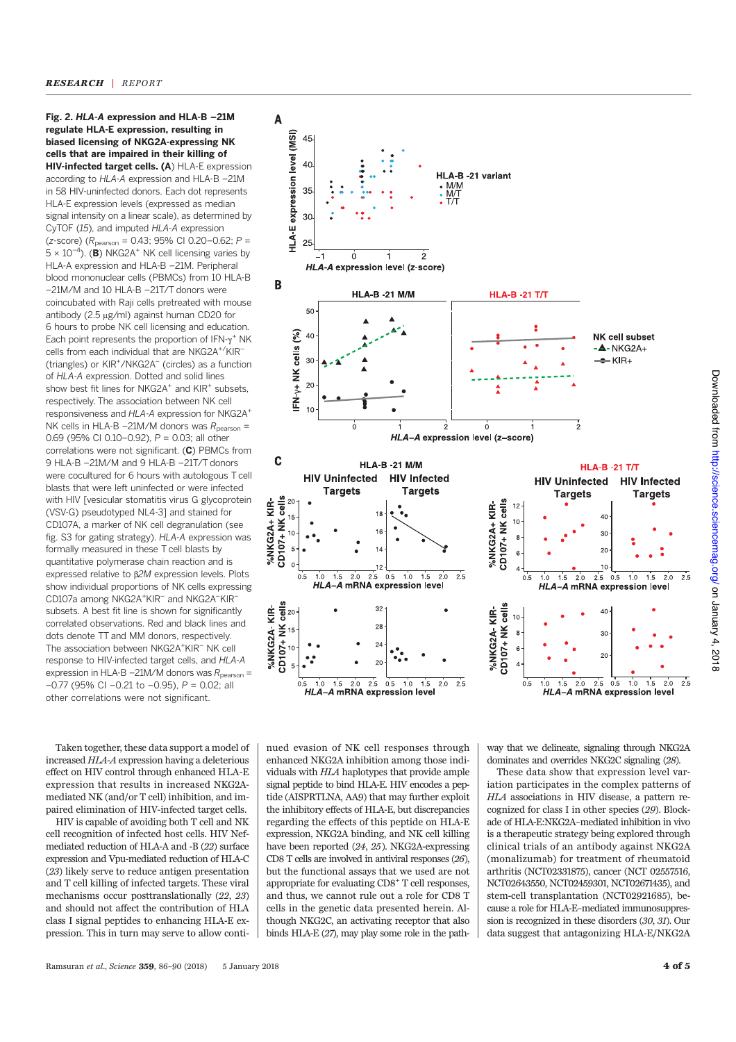**Fig. 2. *HLA-A* expression and HLA-B −21M regulate HLA-E expression, resulting in biased licensing of NKG2A-expressing NK cells that are impaired in their killing of HIV-infected target cells.** (**A**) HLA-E expression according to *HLA-A* expression and HLA-B −21M in 58 HIV-uninfected donors. Each dot represents HLA-E expression levels (expressed as median signal intensity on a linear scale), as determined by CyTOF (*15*), and imputed *HLA-A* expression (*z*-score) ($R_{pearson}$ = 0.43; 95% CI 0.20–0.62; $P = 5 \times 10^{-4}$). (**B**) NKG2A[+] NK cell licensing varies by HLA-A expression and HLA-B −21M. Peripheral blood mononuclear cells (PBMCs) from 10 HLA-B −21M/M and 10 HLA-B −21T/T donors were coincubated with Raji cells pretreated with mouse antibody (2.5 μg/ml) against human CD20 for 6 hours to probe NK cell licensing and education. Each point represents the proportion of IFN-γ[+] NK cells from each individual that are NKG2A[+]/KIR[−] (triangles) or KIR[+]/NKG2A[−] (circles) as a function of *HLA-A* expression. Dotted and solid lines show best fit lines for NKG2A[+] and KIR[+] subsets, respectively. The association between NK cell responsiveness and *HLA-A* expression for NKG2A[+] NK cells in HLA-B −21M/M donors was $R_{pearson}$ = 0.69 (95% CI 0.10–0.92), $P = 0.03$; all other correlations were not significant. (**C**) PBMCs from 9 HLA-B −21M/M and 9 HLA-B −21T/T donors were cocultured for 6 hours with autologous T cell blasts that were left uninfected or were infected with HIV [vesicular stomatitis virus G glycoprotein (VSV-G) pseudotyped NL4-3] and stained for CD107A, a marker of NK cell degranulation (see fig. S3 for gating strategy). *HLA-A* expression was formally measured in these T cell blasts by quantitative polymerase chain reaction and is expressed relative to β*2M* expression levels. Plots show individual proportions of NK cells expressing CD107a among NKG2A[+]KIR[−] and NKG2A[−]KIR[−] subsets. A best fit line is shown for significantly correlated observations. Red and black lines and dots denote TT and MM donors, respectively. The association between NKG2A[+]KIR[−] NK cell response to HIV-infected target cells, and *HLA-A* expression in HLA-B −21M/M donors was $R_{pearson}$ = −0.77 (95% CI −0.21 to −0.95), $P = 0.02$; all other correlations were not significant.

Taken together, these data support a model of increased *HLA-A* expression having a deleterious effect on HIV control through enhanced HLA-E expression that results in increased NKG2A-mediated NK (and/or T cell) inhibition, and impaired elimination of HIV-infected target cells.

HIV is capable of avoiding both T cell and NK cell recognition of infected host cells. HIV Nef-mediated reduction of HLA-A and -B (*22*) surface expression and Vpu-mediated reduction of HLA-C (*23*) likely serve to reduce antigen presentation and T cell killing of infected targets. These viral mechanisms occur posttranslationally (*22*, *23*) and should not affect the contribution of HLA class I signal peptides to enhancing HLA-E expression. This in turn may serve to allow continued evasion of NK cell responses through enhanced NKG2A inhibition among those individuals with *HLA* haplotypes that provide ample signal peptide to bind HLA-E. HIV encodes a peptide (AISPRTLNA, AA9) that may further exploit the inhibitory effects of HLA-E, but discrepancies regarding the effects of this peptide on HLA-E expression, NKG2A binding, and NK cell killing have been reported (*24*, *25*). NKG2A-expressing CD8 T cells are involved in antiviral responses (*26*), but the functional assays that we used are not appropriate for evaluating CD8[+] T cell responses, and thus, we cannot rule out a role for CD8 T cells in the genetic data presented herein. Although NKG2C, an activating receptor that also binds HLA-E (*27*), may play some role in the pathway that we delineate, signaling through NKG2A dominates and overrides NKG2C signaling (*28*).

These data show that expression level variation participates in the complex patterns of *HLA* associations in HIV disease, a pattern recognized for class I in other species (*29*). Blockade of HLA-E:NKG2A–mediated inhibition in vivo is a therapeutic strategy being explored through clinical trials of an antibody against NKG2A (monalizumab) for treatment of rheumatoid arthritis (NCT02331875), cancer (NCT 02557516, NCT02643550, NCT02459301, NCT02671435), and stem-cell transplantation (NCT02921685), because a role for HLA-E–mediated immunosuppression is recognized in these disorders (*30*, *31*). Our data suggest that antagonizing HLA-E/NKG2A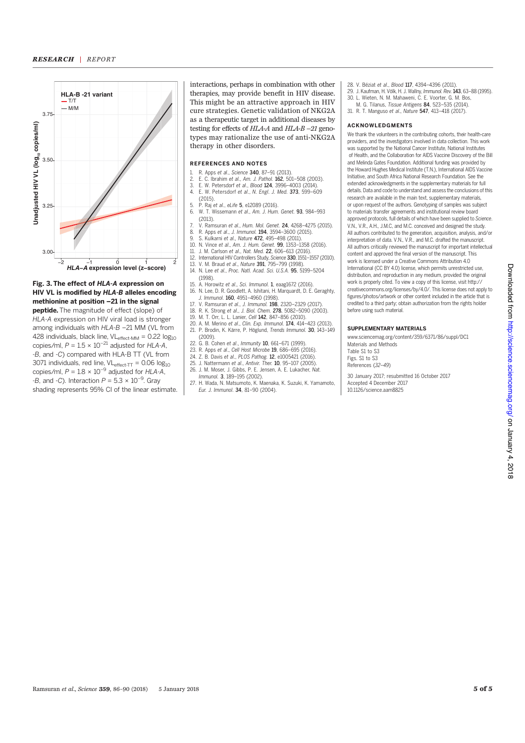**Fig. 3. The effect of *HLA-A* expression on HIV VL is modified by *HLA-B* alleles encoding methionine at position −21 in the signal peptide.** The magnitude of effect (slope) of *HLA-A* expression on HIV viral load is stronger among individuals with *HLA-B* −21 MM (VL from 428 individuals, black line, $VL_{effect\text{-}MM}$ = 0.22 $\log_{10}$ copies/ml, $P = 1.5 \times 10^{-21}$ adjusted for *HLA-A*, *-B*, and *-C*) compared with HLA-B TT (VL from 3071 individuals, red line, $VL_{effect\text{-}TT}$ = 0.06 $\log_{10}$ copies/ml, $P = 1.8 \times 10^{-9}$ adjusted for *HLA-A*, *-B*, and *-C*). Interaction $P = 5.3 \times 10^{-9}$. Gray shading represents 95% CI of the linear estimate.

interactions, perhaps in combination with other therapies, may provide benefit in HIV disease. This might be an attractive approach in HIV cure strategies. Genetic validation of NKG2A as a therapeutic target in additional diseases by testing for effects of *HLA-A* and *HLA-B −21* genotypes may rationalize the use of anti-NKG2A therapy in other disorders.

## REFERENCES AND NOTES

1. R. Apps *et al.*, *Science* **340**, 87–91 (2013).
2. E. C. Ibrahim *et al.*, *Am. J. Pathol.* **162**, 501–508 (2003).
3. E. W. Petersdorf *et al.*, *Blood* **124**, 3996–4003 (2014).
4. E. W. Petersdorf *et al.*, *N. Engl. J. Med.* **373**, 599–609 (2015).
5. P. Raj *et al.*, *eLife* **5**, e12089 (2016).
6. W. T. Wissemann *et al.*, *Am. J. Hum. Genet.* **93**, 984–993 (2013).
7. V. Ramsuran *et al.*, *Hum. Mol. Genet.* **24**, 4268–4275 (2015).
8. R. Apps *et al.*, *J. Immunol.* **194**, 3594–3600 (2015).
9. S. Kulkarni *et al.*, *Nature* **472**, 495–498 (2011).
10. N. Vince *et al.*, *Am. J. Hum. Genet.* **99**, 1353–1358 (2016).
11. J. M. Carlson *et al.*, *Nat. Med.* **22**, 606–613 (2016).
12. International HIV Controllers Study, *Science* **330**, 1551–1557 (2010).
13. V. M. Braud *et al.*, *Nature* **391**, 795–799 (1998).
14. N. Lee *et al.*, *Proc. Natl. Acad. Sci. U.S.A.* **95**, 5199–5204 (1998).
15. A. Horowitz *et al.*, *Sci. Immunol.* **1**, eaag1672 (2016).
16. N. Lee, D. R. Goodlett, A. Ishitani, H. Marquardt, D. E. Geraghty, *J. Immunol.* **160**, 4951–4960 (1998).
17. V. Ramsuran *et al.*, *J. Immunol.* **198**, 2320–2329 (2017).
18. R. K. Strong *et al.*, *J. Biol. Chem.* **278**, 5082–5090 (2003).
19. M. T. Orr, L. L. Lanier, *Cell* **142**, 847–856 (2010).
20. A. M. Merino *et al.*, *Clin. Exp. Immunol.* **174**, 414–423 (2013).
21. P. Brodin, K. Kärre, P. Höglund, *Trends Immunol.* **30**, 143–149 (2009).
22. G. B. Cohen *et al.*, *Immunity* **10**, 661–671 (1999).
23. R. Apps *et al.*, *Cell Host Microbe* **19**, 686–695 (2016).
24. Z. B. Davis *et al.*, *PLOS Pathog.* **12**, e1005421 (2016).
25. J. Nattermann *et al.*, *Antivir. Ther.* **10**, 95–107 (2005).
26. J. M. Moser, J. Gibbs, P. E. Jensen, A. E. Lukacher, *Nat. Immunol.* **3**, 189–195 (2002).
27. H. Wada, N. Matsumoto, K. Maenaka, K. Suzuki, K. Yamamoto, *Eur. J. Immunol.* **34**, 81–90 (2004).
28. V. Béziat *et al.*, *Blood* **117**, 4394–4396 (2011).
29. J. Kaufman, H. Völk, H. J. Wallny, *Immunol. Rev.* **143**, 63–88 (1995).
30. L. Wieten, N. M. Mahaweni, C. E. Voorter, G. M. Bos, M. G. Tilanus, *Tissue Antigens* **84**, 523–535 (2014).
31. R. T. Manguso *et al.*, *Nature* **547**, 413–418 (2017).

## ACKNOWLEDGMENTS

We thank the volunteers in the contributing cohorts, their health-care providers, and the investigators involved in data collection. This work was supported by the National Cancer Institute, National Institutes of Health, and the Collaboration for AIDS Vaccine Discovery of the Bill and Melinda Gates Foundation. Additional funding was provided by the Howard Hughes Medical Institute (T.N.), International AIDS Vaccine Initiative, and South Africa National Research Foundation. See the extended acknowledgments in the supplementary materials for full details. Data and code to understand and assess the conclusions of this research are available in the main text, supplementary materials, or upon request of the authors. Genotyping of samples was subject to materials transfer agreements and institutional review board approved protocols, full details of which have been supplied to *Science*. V.N., V.R., A.H., J.M.C., and M.C. conceived and designed the study. All authors contributed to the generation, acquisition, analysis, and/or interpretation of data. V.N., V.R., and M.C. drafted the manuscript. All authors critically reviewed the manuscript for important intellectual content and approved the final version of the manuscript. This work is licensed under a Creative Commons Attribution 4.0 International (CC BY 4.0) license, which permits unrestricted use, distribution, and reproduction in any medium, provided the original work is properly cited. To view a copy of this license, visit http://creativecommons.org/licenses/by/4.0/. This license does not apply to figures/photos/artwork or other content included in the article that is credited to a third party; obtain authorization from the rights holder before using such material.

## SUPPLEMENTARY MATERIALS

www.sciencemag.org/content/359/6371/86/suppl/DC1
Materials and Methods
Table S1 to S3
Figs. S1 to S3
References (*32*–*49*)

30 January 2017; resubmitted 16 October 2017
Accepted 4 December 2017
10.1126/science.aam8825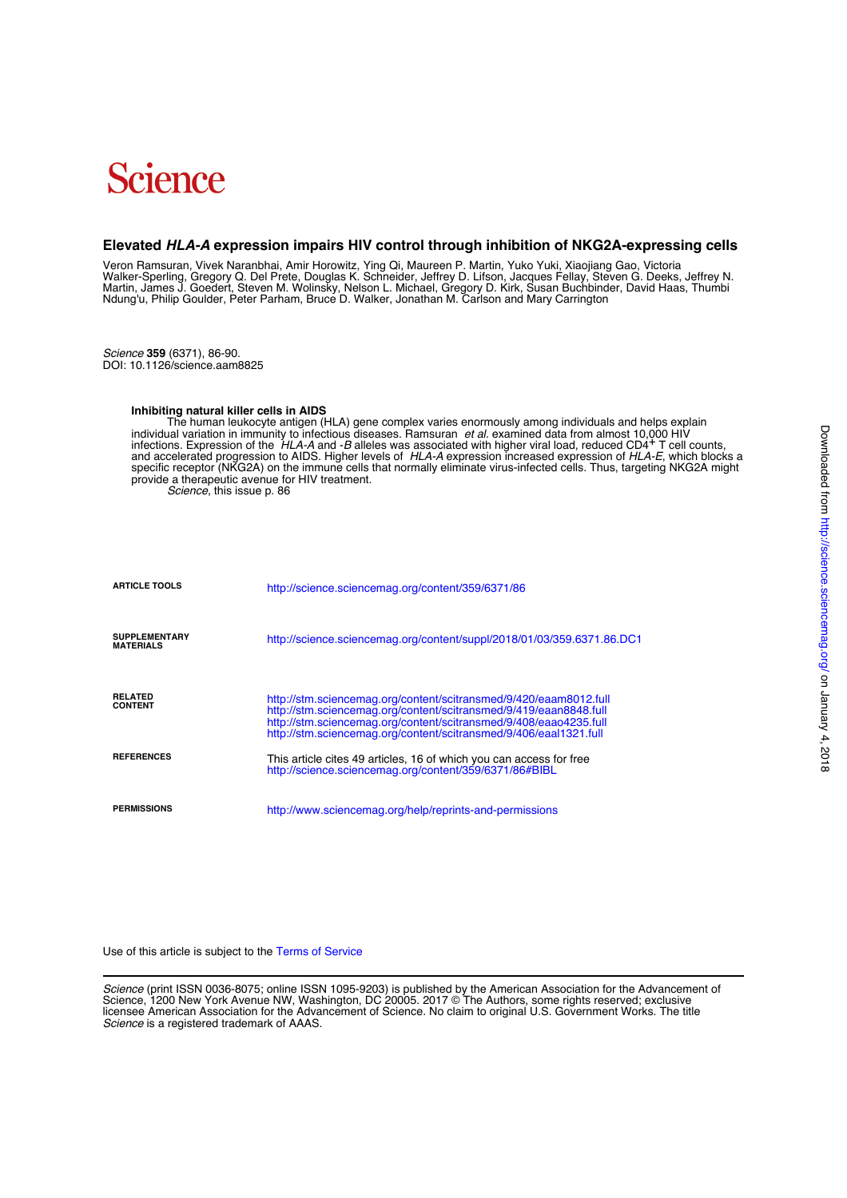# Science

## Elevated *HLA-A* expression impairs HIV control through inhibition of NKG2A-expressing cells

Veron Ramsuran, Vivek Naranbhai, Amir Horowitz, Ying Qi, Maureen P. Martin, Yuko Yuki, Xiaojiang Gao, Victoria Walker-Sperling, Gregory Q. Del Prete, Douglas K. Schneider, Jeffrey D. Lifson, Jacques Fellay, Steven G. Deeks, Jeffrey N. Martin, James J. Goedert, Steven M. Wolinsky, Nelson L. Michael, Gregory D. Kirk, Susan Buchbinder, David Haas, Thumbi Ndung'u, Philip Goulder, Peter Parham, Bruce D. Walker, Jonathan M. Carlson and Mary Carrington

*Science* **359** (6371), 86-90.
DOI: 10.1126/science.aam8825

**Inhibiting natural killer cells in AIDS**

The human leukocyte antigen (HLA) gene complex varies enormously among individuals and helps explain individual variation in immunity to infectious diseases. Ramsuran *et al.* examined data from almost 10,000 HIV infections. Expression of the *HLA-A* and *-B* alleles was associated with higher viral load, reduced $CD4^{+}$ T cell counts, and accelerated progression to AIDS. Higher levels of *HLA-A* expression increased expression of *HLA-E*, which blocks a specific receptor (NKG2A) on the immune cells that normally eliminate virus-infected cells. Thus, targeting NKG2A might provide a therapeutic avenue for HIV treatment.

*Science*, this issue p. 86

| | |
|---|---|
| **ARTICLE TOOLS** | http://science.sciencemag.org/content/359/6371/86 |
| **SUPPLEMENTARY MATERIALS** | http://science.sciencemag.org/content/suppl/2018/01/03/359.6371.86.DC1 |
| **RELATED CONTENT** | http://stm.sciencemag.org/content/scitransmed/9/420/eaam8012.full<br>http://stm.sciencemag.org/content/scitransmed/9/419/eaan8848.full<br>http://stm.sciencemag.org/content/scitransmed/9/408/eaao4235.full<br>http://stm.sciencemag.org/content/scitransmed/9/406/eaal1321.full |
| **REFERENCES** | This article cites 49 articles, 16 of which you can access for free<br>http://science.sciencemag.org/content/359/6371/86#BIBL |
| **PERMISSIONS** | http://www.sciencemag.org/help/reprints-and-permissions |

Use of this article is subject to the Terms of Service

*Science* (print ISSN 0036-8075; online ISSN 1095-9203) is published by the American Association for the Advancement of Science, 1200 New York Avenue NW, Washington, DC 20005. 2017 © The Authors, some rights reserved; exclusive licensee American Association for the Advancement of Science. No claim to original U.S. Government Works. The title *Science* is a registered trademark of AAAS.

Downloaded from http://science.sciencemag.org/ on January 4, 2018